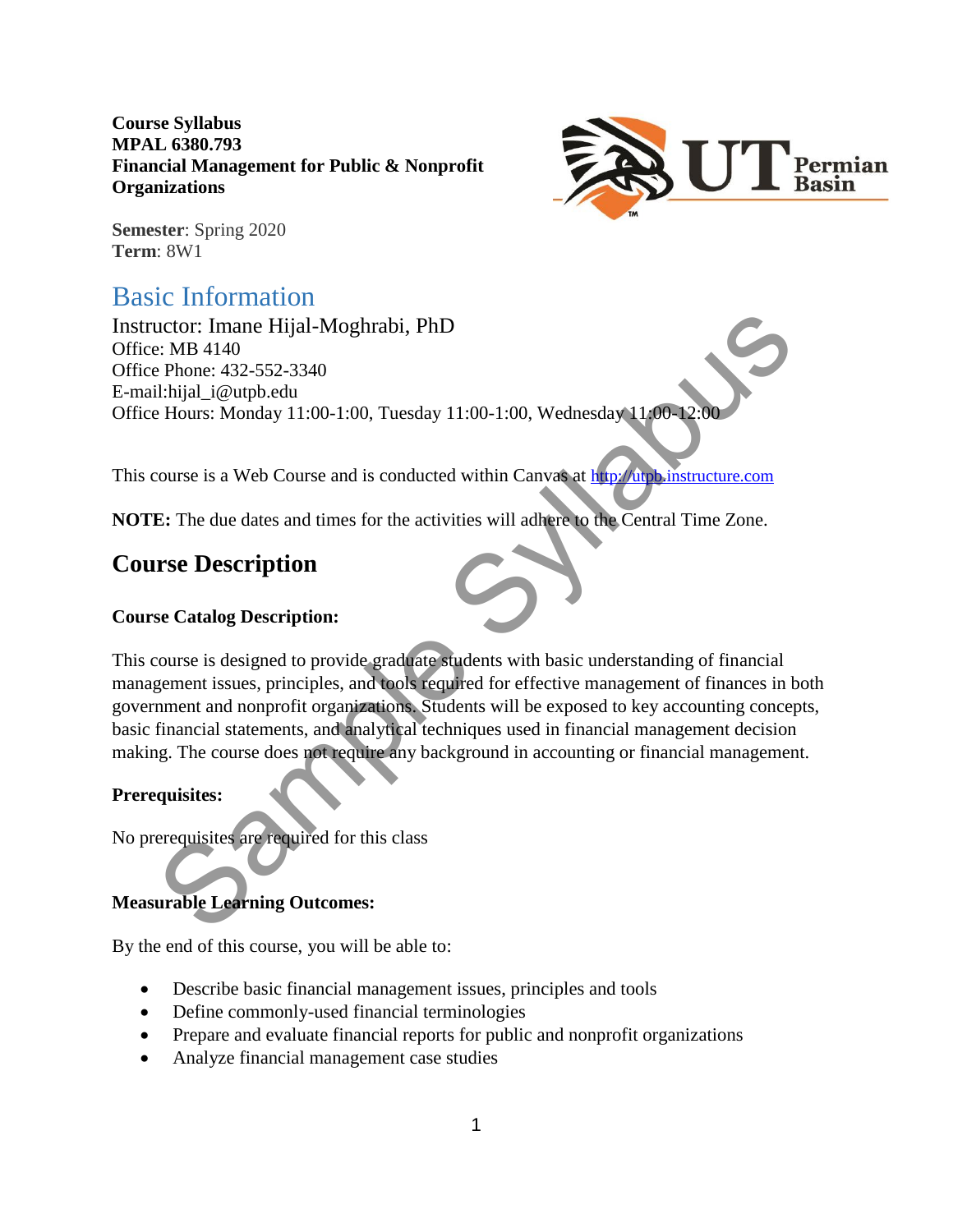**Course Syllabus**
**MPAL 6380.793**
**Financial Management for Public & Nonprofit Organizations**

**Semester**: Spring 2020
**Term**: 8W1

# Basic Information

Instructor: Imane Hijal-Moghrabi, PhD
Office: MB 4140
Office Phone: 432-552-3340
E-mail:hijal_i@utpb.edu
Office Hours: Monday 11:00-1:00, Tuesday 11:00-1:00, Wednesday 11:00-12:00

This course is a Web Course and is conducted within Canvas at http://utpb.instructure.com

**NOTE:** The due dates and times for the activities will adhere to the Central Time Zone.

## Course Description

### Course Catalog Description:

This course is designed to provide graduate students with basic understanding of financial management issues, principles, and tools required for effective management of finances in both government and nonprofit organizations. Students will be exposed to key accounting concepts, basic financial statements, and analytical techniques used in financial management decision making. The course does not require any background in accounting or financial management.

### Prerequisites:

No prerequisites are required for this class

### Measurable Learning Outcomes:

By the end of this course, you will be able to:

- Describe basic financial management issues, principles and tools
- Define commonly-used financial terminologies
- Prepare and evaluate financial reports for public and nonprofit organizations
- Analyze financial management case studies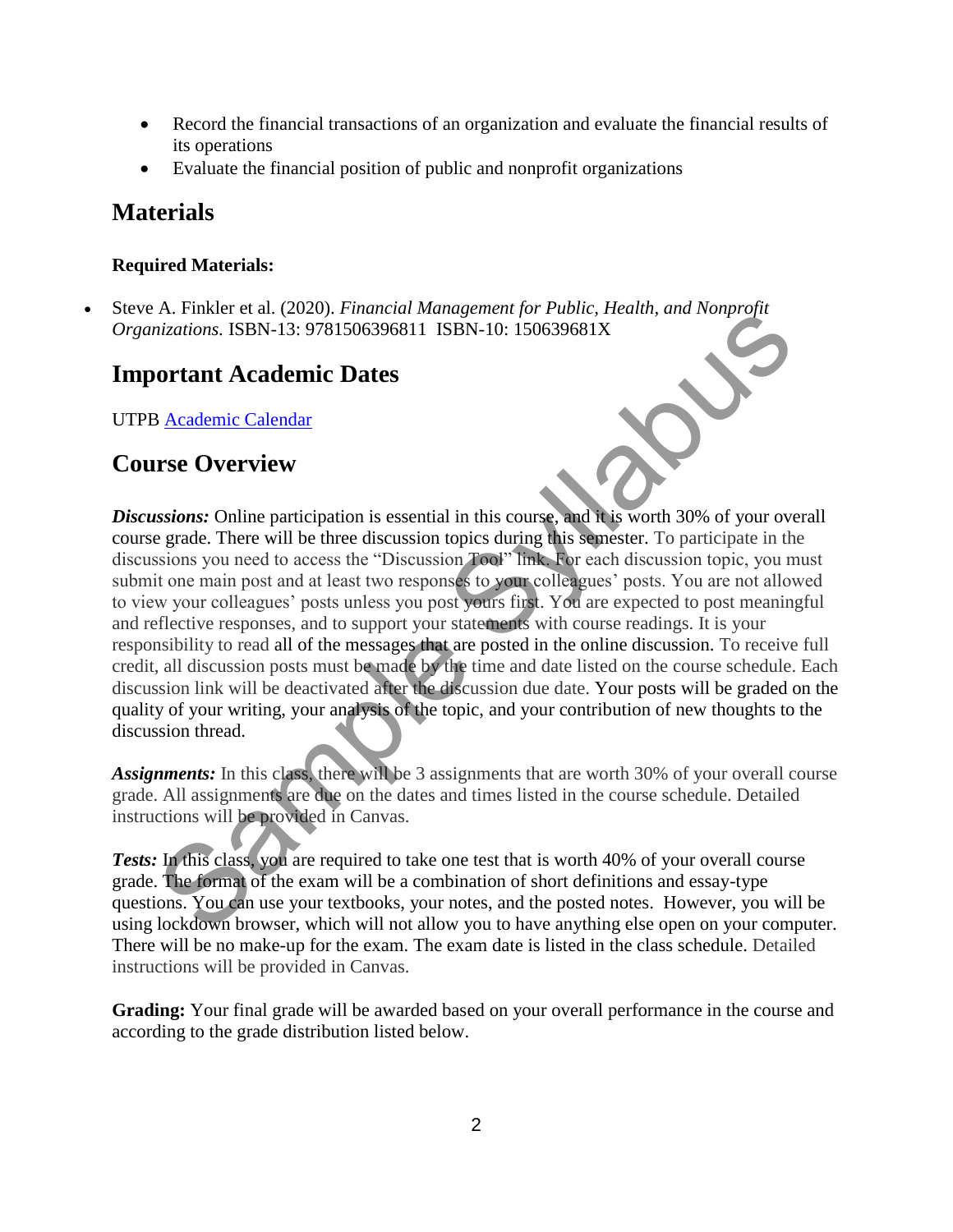- Record the financial transactions of an organization and evaluate the financial results of its operations
- Evaluate the financial position of public and nonprofit organizations

## Materials

**Required Materials:**

- Steve A. Finkler et al. (2020). *Financial Management for Public, Health, and Nonprofit Organizations.* ISBN-13: 9781506396811 ISBN-10: 150639681X

## Important Academic Dates

UTPB [Academic Calendar]

## Course Overview

***Discussions:*** Online participation is essential in this course, and it is worth 30% of your overall course grade. There will be three discussion topics during this semester. To participate in the discussions you need to access the "Discussion Tool" link. For each discussion topic, you must submit one main post and at least two responses to your colleagues' posts. You are not allowed to view your colleagues' posts unless you post yours first. You are expected to post meaningful and reflective responses, and to support your statements with course readings. It is your responsibility to read all of the messages that are posted in the online discussion. To receive full credit, all discussion posts must be made by the time and date listed on the course schedule. Each discussion link will be deactivated after the discussion due date. Your posts will be graded on the quality of your writing, your analysis of the topic, and your contribution of new thoughts to the discussion thread.

***Assignments:*** In this class, there will be 3 assignments that are worth 30% of your overall course grade. All assignments are due on the dates and times listed in the course schedule. Detailed instructions will be provided in Canvas.

***Tests:*** In this class, you are required to take one test that is worth 40% of your overall course grade. The format of the exam will be a combination of short definitions and essay-type questions. You can use your textbooks, your notes, and the posted notes. However, you will be using lockdown browser, which will not allow you to have anything else open on your computer. There will be no make-up for the exam. The exam date is listed in the class schedule. Detailed instructions will be provided in Canvas.

**Grading:** Your final grade will be awarded based on your overall performance in the course and according to the grade distribution listed below.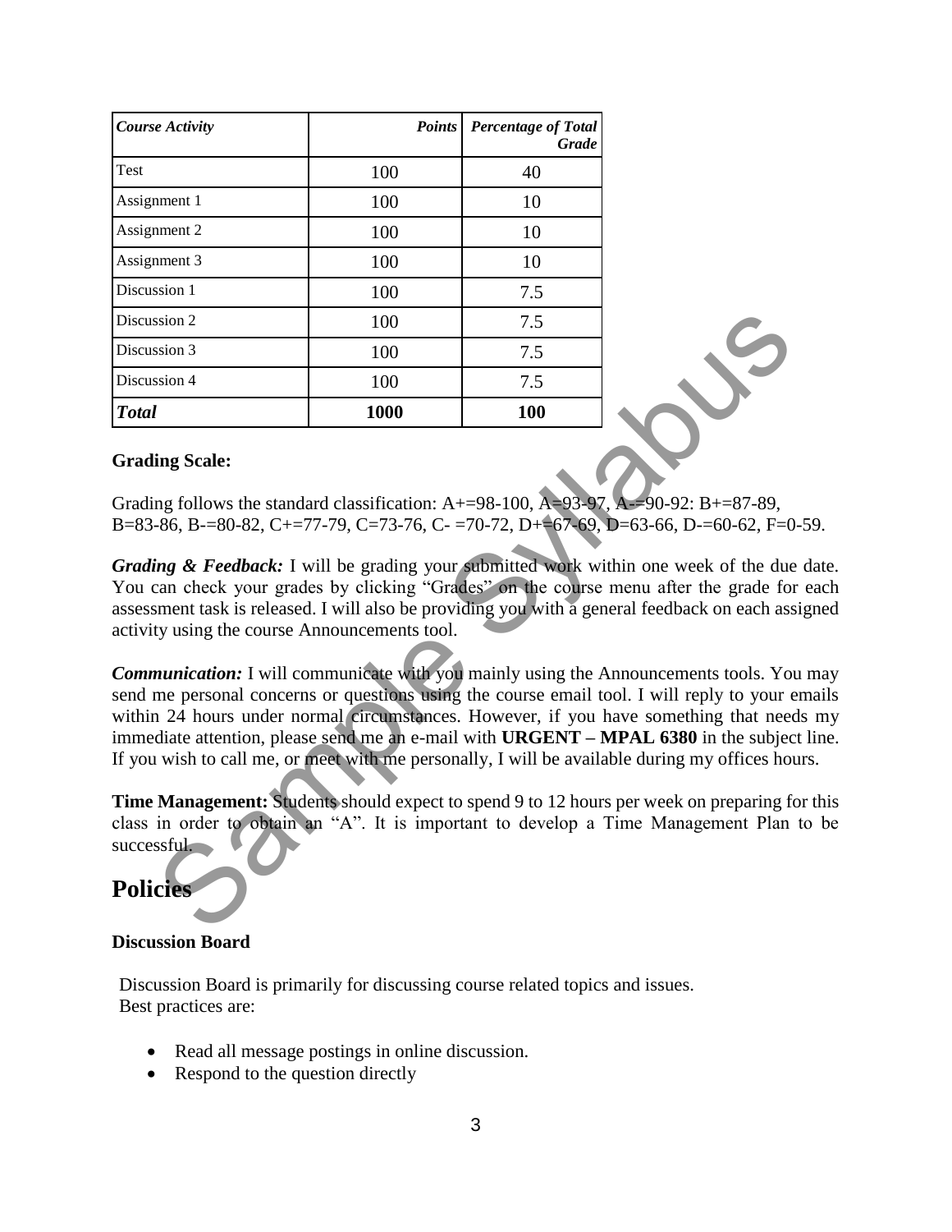| *Course Activity* | *Points* | *Percentage of Total Grade* |
|---|---|---|
| Test | 100 | 40 |
| Assignment 1 | 100 | 10 |
| Assignment 2 | 100 | 10 |
| Assignment 3 | 100 | 10 |
| Discussion 1 | 100 | 7.5 |
| Discussion 2 | 100 | 7.5 |
| Discussion 3 | 100 | 7.5 |
| Discussion 4 | 100 | 7.5 |
| ***Total*** | **1000** | **100** |

**Grading Scale:**

Grading follows the standard classification: A+=98-100, A=93-97, A-=90-92: B+=87-89, B=83-86, B-=80-82, C+=77-79, C=73-76, C- =70-72, D+=67-69, D=63-66, D-=60-62, F=0-59.

***Grading & Feedback:*** I will be grading your submitted work within one week of the due date. You can check your grades by clicking "Grades" on the course menu after the grade for each assessment task is released. I will also be providing you with a general feedback on each assigned activity using the course Announcements tool.

***Communication:*** I will communicate with you mainly using the Announcements tools. You may send me personal concerns or questions using the course email tool. I will reply to your emails within 24 hours under normal circumstances. However, if you have something that needs my immediate attention, please send me an e-mail with **URGENT – MPAL 6380** in the subject line. If you wish to call me, or meet with me personally, I will be available during my offices hours.

**Time Management:** Students should expect to spend 9 to 12 hours per week on preparing for this class in order to obtain an "A". It is important to develop a Time Management Plan to be successful.

# Policies

**Discussion Board**

Discussion Board is primarily for discussing course related topics and issues.
Best practices are:

- Read all message postings in online discussion.
- Respond to the question directly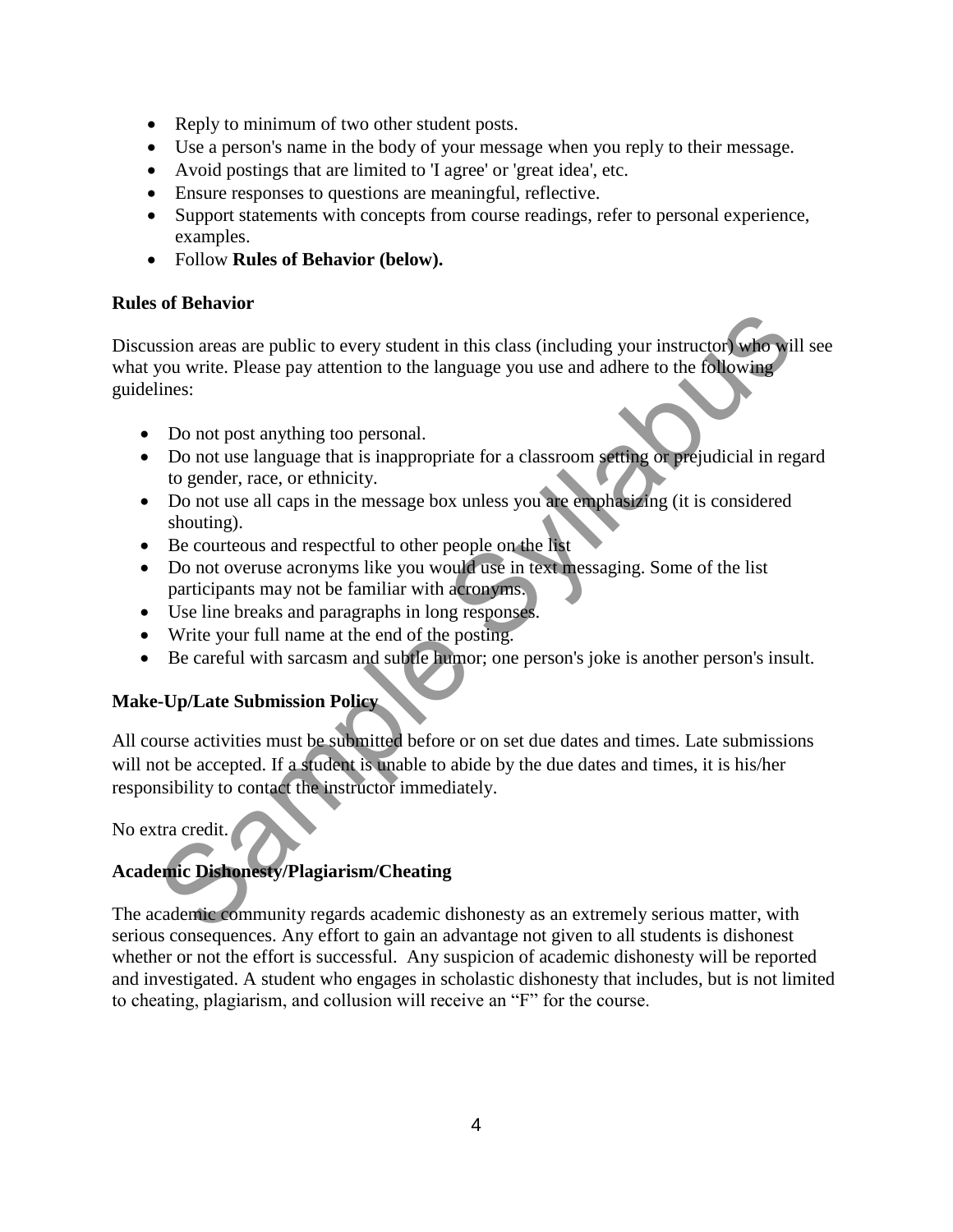- Reply to minimum of two other student posts.
- Use a person's name in the body of your message when you reply to their message.
- Avoid postings that are limited to 'I agree' or 'great idea', etc.
- Ensure responses to questions are meaningful, reflective.
- Support statements with concepts from course readings, refer to personal experience, examples.
- Follow **Rules of Behavior (below).**

**Rules of Behavior**

Discussion areas are public to every student in this class (including your instructor) who will see what you write. Please pay attention to the language you use and adhere to the following guidelines:

- Do not post anything too personal.
- Do not use language that is inappropriate for a classroom setting or prejudicial in regard to gender, race, or ethnicity.
- Do not use all caps in the message box unless you are emphasizing (it is considered shouting).
- Be courteous and respectful to other people on the list
- Do not overuse acronyms like you would use in text messaging. Some of the list participants may not be familiar with acronyms.
- Use line breaks and paragraphs in long responses.
- Write your full name at the end of the posting.
- Be careful with sarcasm and subtle humor; one person's joke is another person's insult.

**Make-Up/Late Submission Policy**

All course activities must be submitted before or on set due dates and times. Late submissions will not be accepted. If a student is unable to abide by the due dates and times, it is his/her responsibility to contact the instructor immediately.

No extra credit.

**Academic Dishonesty/Plagiarism/Cheating**

The academic community regards academic dishonesty as an extremely serious matter, with serious consequences. Any effort to gain an advantage not given to all students is dishonest whether or not the effort is successful. Any suspicion of academic dishonesty will be reported and investigated. A student who engages in scholastic dishonesty that includes, but is not limited to cheating, plagiarism, and collusion will receive an "F" for the course.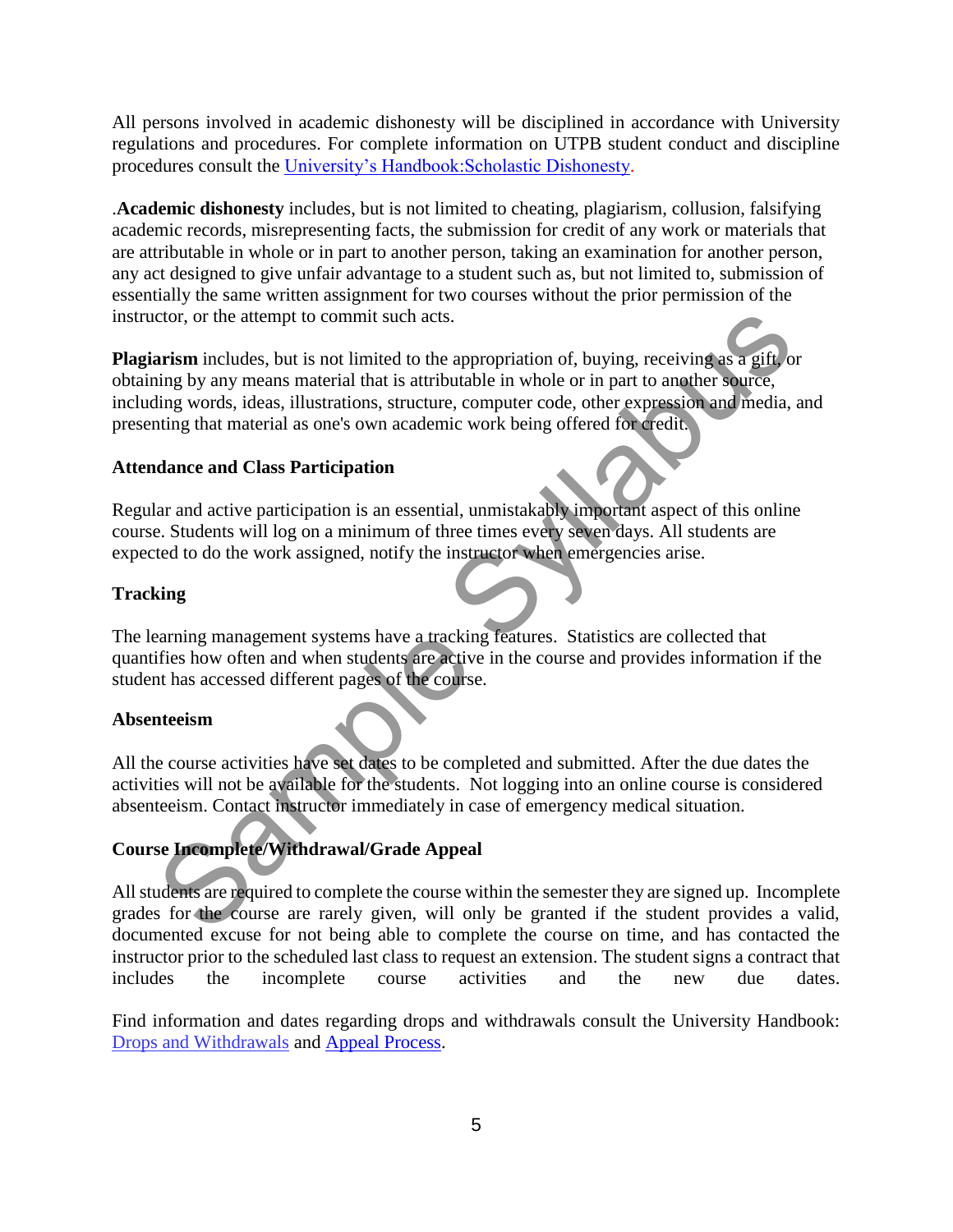All persons involved in academic dishonesty will be disciplined in accordance with University regulations and procedures. For complete information on UTPB student conduct and discipline procedures consult the [University's Handbook:Scholastic Dishonesty](#).

.**Academic dishonesty** includes, but is not limited to cheating, plagiarism, collusion, falsifying academic records, misrepresenting facts, the submission for credit of any work or materials that are attributable in whole or in part to another person, taking an examination for another person, any act designed to give unfair advantage to a student such as, but not limited to, submission of essentially the same written assignment for two courses without the prior permission of the instructor, or the attempt to commit such acts.

**Plagiarism** includes, but is not limited to the appropriation of, buying, receiving as a gift, or obtaining by any means material that is attributable in whole or in part to another source, including words, ideas, illustrations, structure, computer code, other expression and media, and presenting that material as one's own academic work being offered for credit.

**Attendance and Class Participation**

Regular and active participation is an essential, unmistakably important aspect of this online course. Students will log on a minimum of three times every seven days. All students are expected to do the work assigned, notify the instructor when emergencies arise.

**Tracking**

The learning management systems have a tracking features. Statistics are collected that quantifies how often and when students are active in the course and provides information if the student has accessed different pages of the course.

**Absenteeism**

All the course activities have set dates to be completed and submitted. After the due dates the activities will not be available for the students. Not logging into an online course is considered absenteeism. Contact instructor immediately in case of emergency medical situation.

**Course Incomplete/Withdrawal/Grade Appeal**

All students are required to complete the course within the semester they are signed up. Incomplete grades for the course are rarely given, will only be granted if the student provides a valid, documented excuse for not being able to complete the course on time, and has contacted the instructor prior to the scheduled last class to request an extension. The student signs a contract that includes the incomplete course activities and the new due dates.

Find information and dates regarding drops and withdrawals consult the University Handbook: [Drops and Withdrawals](#) and [Appeal Process](#).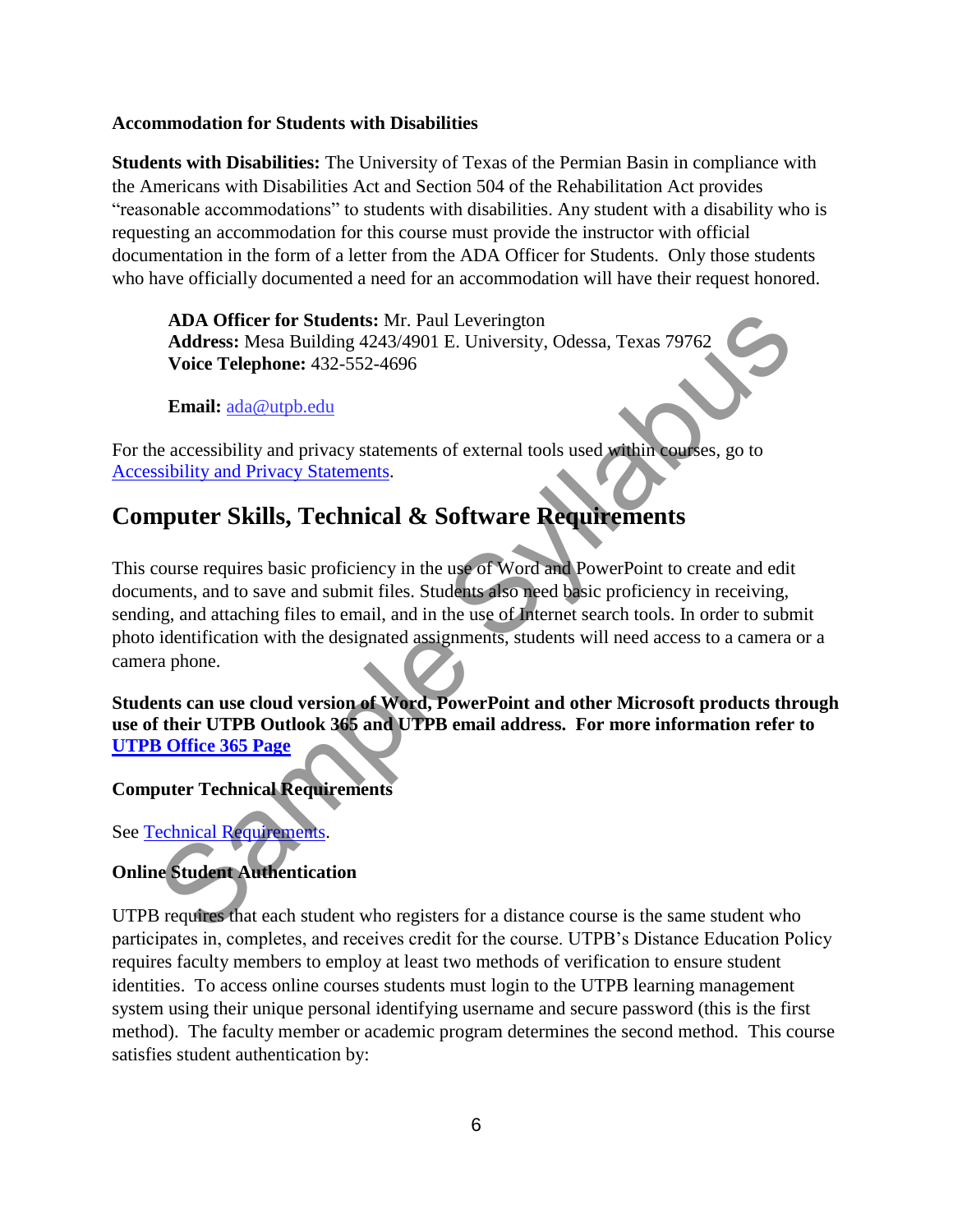**Accommodation for Students with Disabilities**

**Students with Disabilities:** The University of Texas of the Permian Basin in compliance with the Americans with Disabilities Act and Section 504 of the Rehabilitation Act provides "reasonable accommodations" to students with disabilities. Any student with a disability who is requesting an accommodation for this course must provide the instructor with official documentation in the form of a letter from the ADA Officer for Students. Only those students who have officially documented a need for an accommodation will have their request honored.

> **ADA Officer for Students:** Mr. Paul Leverington
> **Address:** Mesa Building 4243/4901 E. University, Odessa, Texas 79762
> **Voice Telephone:** 432-552-4696
>
> **Email:** ada@utpb.edu

For the accessibility and privacy statements of external tools used within courses, go to Accessibility and Privacy Statements.

## Computer Skills, Technical & Software Requirements

This course requires basic proficiency in the use of Word and PowerPoint to create and edit documents, and to save and submit files. Students also need basic proficiency in receiving, sending, and attaching files to email, and in the use of Internet search tools. In order to submit photo identification with the designated assignments, students will need access to a camera or a camera phone.

**Students can use cloud version of Word, PowerPoint and other Microsoft products through use of their UTPB Outlook 365 and UTPB email address. For more information refer to UTPB Office 365 Page**

**Computer Technical Requirements**

See Technical Requirements.

**Online Student Authentication**

UTPB requires that each student who registers for a distance course is the same student who participates in, completes, and receives credit for the course. UTPB's Distance Education Policy requires faculty members to employ at least two methods of verification to ensure student identities. To access online courses students must login to the UTPB learning management system using their unique personal identifying username and secure password (this is the first method). The faculty member or academic program determines the second method. This course satisfies student authentication by: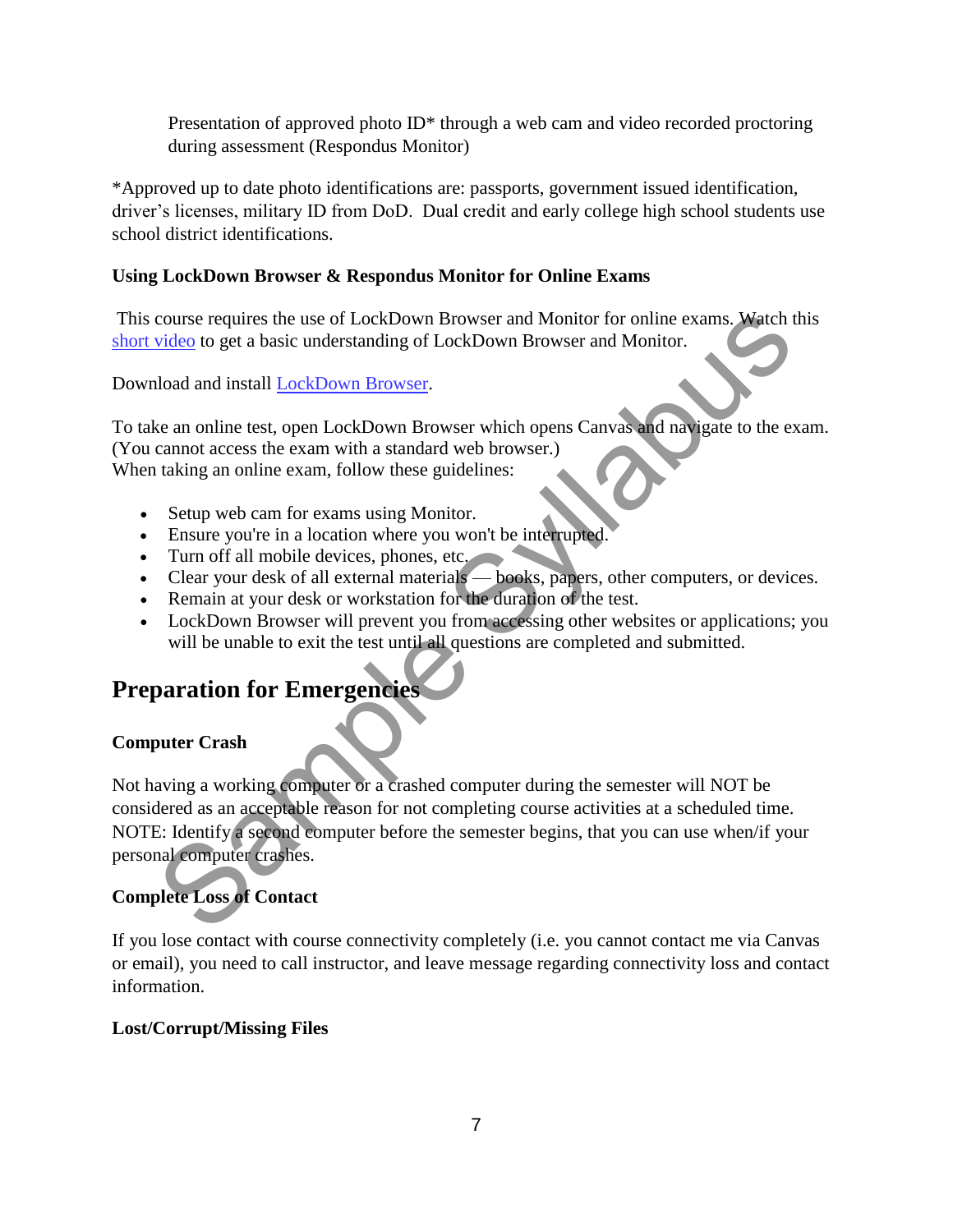Presentation of approved photo ID* through a web cam and video recorded proctoring during assessment (Respondus Monitor)

*Approved up to date photo identifications are: passports, government issued identification, driver's licenses, military ID from DoD. Dual credit and early college high school students use school district identifications.

**Using LockDown Browser & Respondus Monitor for Online Exams**

This course requires the use of LockDown Browser and Monitor for online exams. Watch this short video to get a basic understanding of LockDown Browser and Monitor.

Download and install LockDown Browser.

To take an online test, open LockDown Browser which opens Canvas and navigate to the exam. (You cannot access the exam with a standard web browser.)
When taking an online exam, follow these guidelines:

- Setup web cam for exams using Monitor.
- Ensure you're in a location where you won't be interrupted.
- Turn off all mobile devices, phones, etc.
- Clear your desk of all external materials — books, papers, other computers, or devices.
- Remain at your desk or workstation for the duration of the test.
- LockDown Browser will prevent you from accessing other websites or applications; you will be unable to exit the test until all questions are completed and submitted.

## Preparation for Emergencies

**Computer Crash**

Not having a working computer or a crashed computer during the semester will NOT be considered as an acceptable reason for not completing course activities at a scheduled time. NOTE: Identify a second computer before the semester begins, that you can use when/if your personal computer crashes.

**Complete Loss of Contact**

If you lose contact with course connectivity completely (i.e. you cannot contact me via Canvas or email), you need to call instructor, and leave message regarding connectivity loss and contact information.

**Lost/Corrupt/Missing Files**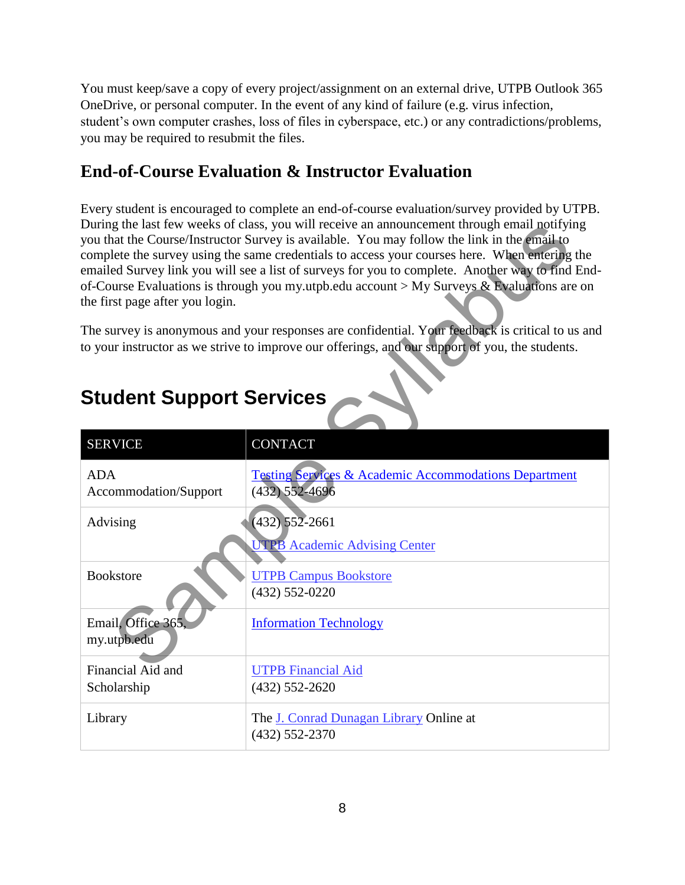You must keep/save a copy of every project/assignment on an external drive, UTPB Outlook 365 OneDrive, or personal computer. In the event of any kind of failure (e.g. virus infection, student's own computer crashes, loss of files in cyberspace, etc.) or any contradictions/problems, you may be required to resubmit the files.

## End-of-Course Evaluation & Instructor Evaluation

Every student is encouraged to complete an end-of-course evaluation/survey provided by UTPB. During the last few weeks of class, you will receive an announcement through email notifying you that the Course/Instructor Survey is available. You may follow the link in the email to complete the survey using the same credentials to access your courses here. When entering the emailed Survey link you will see a list of surveys for you to complete. Another way to find End-of-Course Evaluations is through you my.utpb.edu account > My Surveys & Evaluations are on the first page after you login.

The survey is anonymous and your responses are confidential. Your feedback is critical to us and to your instructor as we strive to improve our offerings, and our support of you, the students.

# Student Support Services

| SERVICE | CONTACT |
| --- | --- |
| ADA Accommodation/Support | Testing Services & Academic Accommodations Department (432) 552-4696 |
| Advising | (432) 552-2661 UTPB Academic Advising Center |
| Bookstore | UTPB Campus Bookstore (432) 552-0220 |
| Email, Office 365, my.utpb.edu | Information Technology |
| Financial Aid and Scholarship | UTPB Financial Aid (432) 552-2620 |
| Library | The J. Conrad Dunagan Library Online at (432) 552-2370 |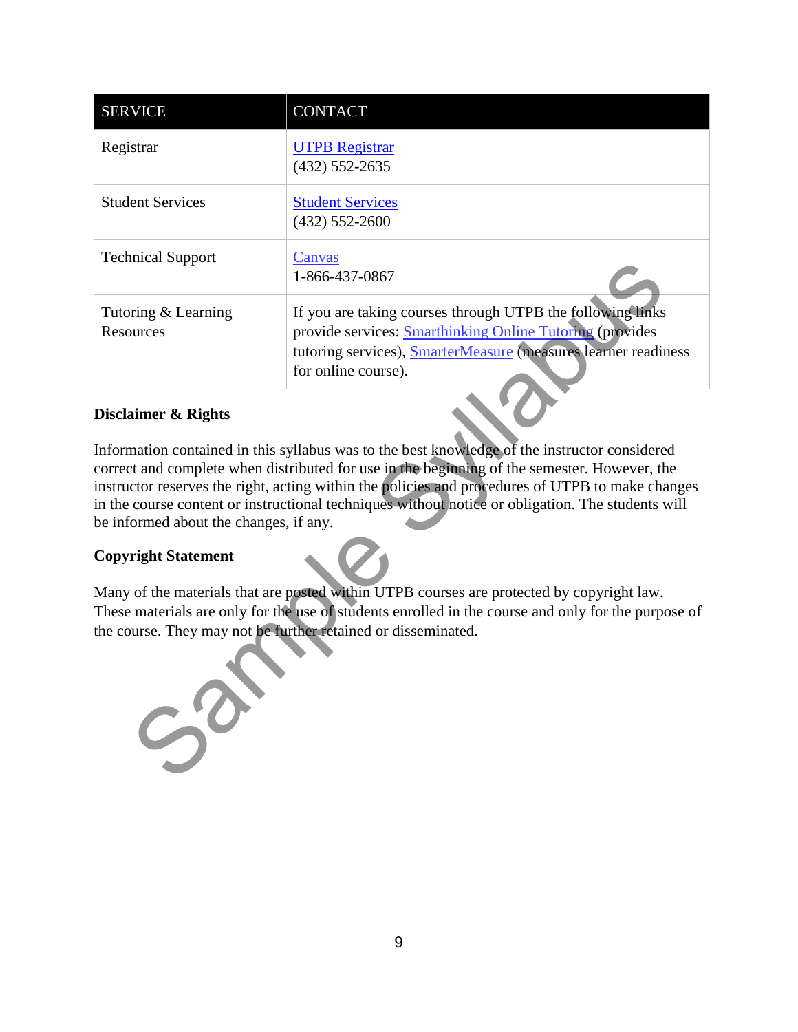| SERVICE | CONTACT |
|---|---|
| Registrar | UTPB Registrar<br>(432) 552-2635 |
| Student Services | Student Services<br>(432) 552-2600 |
| Technical Support | Canvas<br>1-866-437-0867 |
| Tutoring & Learning Resources | If you are taking courses through UTPB the following links provide services: Smarthinking Online Tutoring (provides tutoring services), SmarterMeasure (measures learner readiness for online course). |

**Disclaimer & Rights**

Information contained in this syllabus was to the best knowledge of the instructor considered correct and complete when distributed for use in the beginning of the semester. However, the instructor reserves the right, acting within the policies and procedures of UTPB to make changes in the course content or instructional techniques without notice or obligation. The students will be informed about the changes, if any.

**Copyright Statement**

Many of the materials that are posted within UTPB courses are protected by copyright law. These materials are only for the use of students enrolled in the course and only for the purpose of the course. They may not be further retained or disseminated.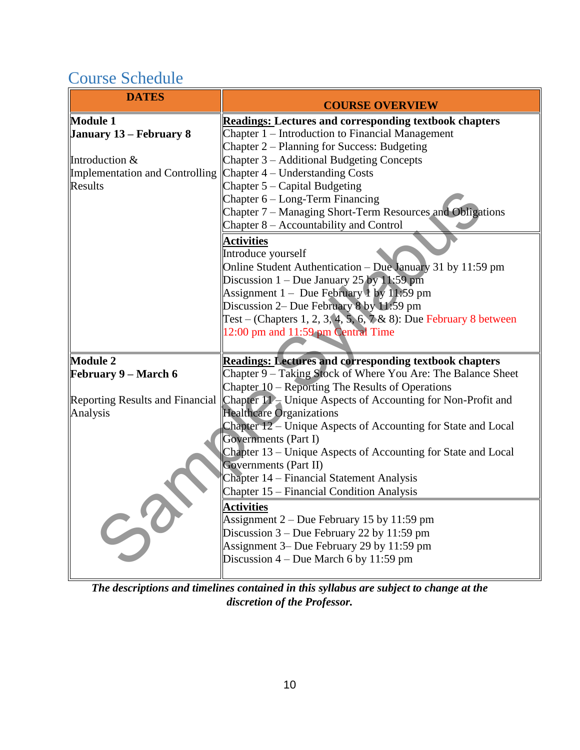## Course Schedule

| DATES | COURSE OVERVIEW |
|---|---|
| **Module 1**<br>**January 13 – February 8**<br><br>Introduction & Implementation and Controlling Results | **Readings: Lectures and corresponding textbook chapters**<br>Chapter 1 – Introduction to Financial Management<br>Chapter 2 – Planning for Success: Budgeting<br>Chapter 3 – Additional Budgeting Concepts<br>Chapter 4 – Understanding Costs<br>Chapter 5 – Capital Budgeting<br>Chapter 6 – Long-Term Financing<br>Chapter 7 – Managing Short-Term Resources and Obligations<br>Chapter 8 – Accountability and Control |
| | **Activities**<br>Introduce yourself<br>Online Student Authentication – Due January 31 by 11:59 pm<br>Discussion 1 – Due January 25 by 11:59 pm<br>Assignment 1 – Due February 1 by 11:59 pm<br>Discussion 2– Due February 8 by 11:59 pm<br>Test – (Chapters 1, 2, 3, 4, 5, 6, 7 & 8): Due February 8 between 12:00 pm and 11:59 pm Central Time |
| **Module 2**<br>**February 9 – March 6**<br><br>Reporting Results and Financial Analysis | **Readings: Lectures and corresponding textbook chapters**<br>Chapter 9 – Taking Stock of Where You Are: The Balance Sheet<br>Chapter 10 – Reporting The Results of Operations<br>Chapter 11 – Unique Aspects of Accounting for Non-Profit and Healthcare Organizations<br>Chapter 12 – Unique Aspects of Accounting for State and Local Governments (Part I)<br>Chapter 13 – Unique Aspects of Accounting for State and Local Governments (Part II)<br>Chapter 14 – Financial Statement Analysis<br>Chapter 15 – Financial Condition Analysis |
| | **Activities**<br>Assignment 2 – Due February 15 by 11:59 pm<br>Discussion 3 – Due February 22 by 11:59 pm<br>Assignment 3– Due February 29 by 11:59 pm<br>Discussion 4 – Due March 6 by 11:59 pm |

***The descriptions and timelines contained in this syllabus are subject to change at the discretion of the Professor.***